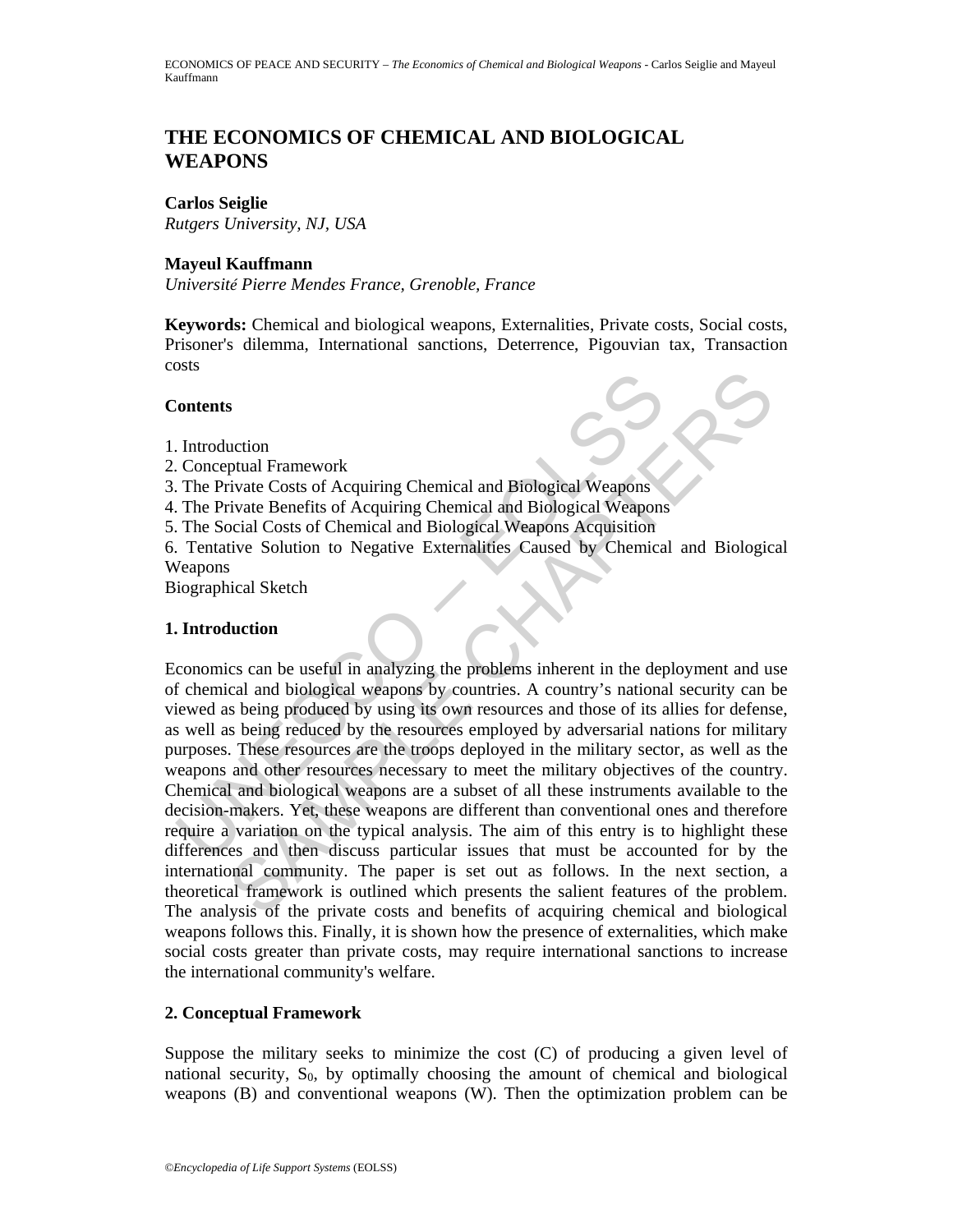# THE ECONOMICS OF CHEMICAL AND BIOLOGICAL WEAPONS

**Carlos Seiglie**
*Rutgers University, NJ, USA*

**Mayeul Kauffmann**
*Université Pierre Mendes France, Grenoble, France*

**Keywords:** Chemical and biological weapons, Externalities, Private costs, Social costs, Prisoner's dilemma, International sanctions, Deterrence, Pigouvian tax, Transaction costs

## Contents

1. Introduction
2. Conceptual Framework
3. The Private Costs of Acquiring Chemical and Biological Weapons
4. The Private Benefits of Acquiring Chemical and Biological Weapons
5. The Social Costs of Chemical and Biological Weapons Acquisition
6. Tentative Solution to Negative Externalities Caused by Chemical and Biological Weapons

Biographical Sketch

## 1. Introduction

Economics can be useful in analyzing the problems inherent in the deployment and use of chemical and biological weapons by countries. A country's national security can be viewed as being produced by using its own resources and those of its allies for defense, as well as being reduced by the resources employed by adversarial nations for military purposes. These resources are the troops deployed in the military sector, as well as the weapons and other resources necessary to meet the military objectives of the country. Chemical and biological weapons are a subset of all these instruments available to the decision-makers. Yet, these weapons are different than conventional ones and therefore require a variation on the typical analysis. The aim of this entry is to highlight these differences and then discuss particular issues that must be accounted for by the international community. The paper is set out as follows. In the next section, a theoretical framework is outlined which presents the salient features of the problem. The analysis of the private costs and benefits of acquiring chemical and biological weapons follows this. Finally, it is shown how the presence of externalities, which make social costs greater than private costs, may require international sanctions to increase the international community's welfare.

## 2. Conceptual Framework

Suppose the military seeks to minimize the cost (C) of producing a given level of national security, $S_0$, by optimally choosing the amount of chemical and biological weapons (B) and conventional weapons (W). Then the optimization problem can be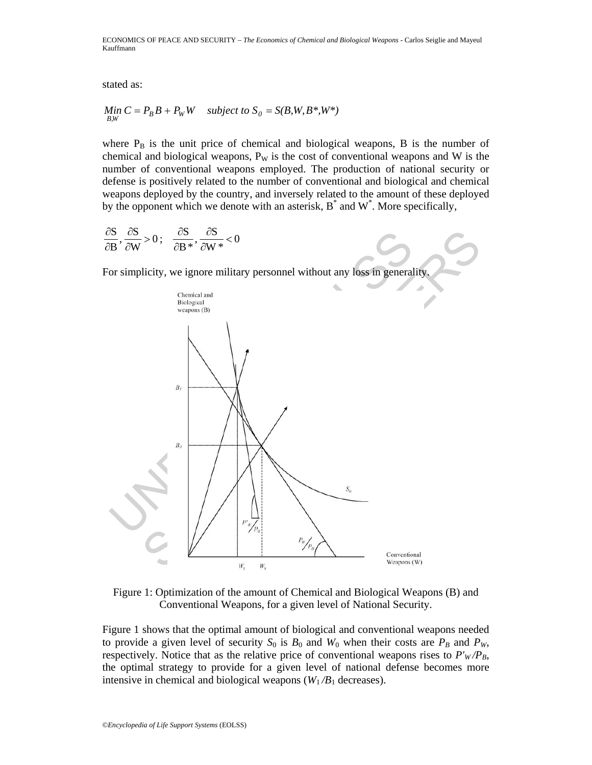stated as:

$$\underset{B,W}{Min}\; C = P_B B + P_W W \quad subject\ to\ S_0 = S(B,W,B^*,W^*)$$

where $P_B$ is the unit price of chemical and biological weapons, B is the number of chemical and biological weapons, $P_W$ is the cost of conventional weapons and W is the number of conventional weapons employed. The production of national security or defense is positively related to the number of conventional and biological and chemical weapons deployed by the country, and inversely related to the amount of these deployed by the opponent which we denote with an asterisk, $B^*$ and $W^*$. More specifically,

$$\frac{\partial S}{\partial B}, \frac{\partial S}{\partial W} > 0; \quad \frac{\partial S}{\partial B^*}, \frac{\partial S}{\partial W^*} < 0$$

For simplicity, we ignore military personnel without any loss in generality.

Figure 1: Optimization of the amount of Chemical and Biological Weapons (B) and Conventional Weapons, for a given level of National Security.

Figure 1 shows that the optimal amount of biological and conventional weapons needed to provide a given level of security $S_0$ is $B_0$ and $W_0$ when their costs are $P_B$ and $P_W$, respectively. Notice that as the relative price of conventional weapons rises to $P'_W/P_B$, the optimal strategy to provide for a given level of national defense becomes more intensive in chemical and biological weapons ($W_1/B_1$ decreases).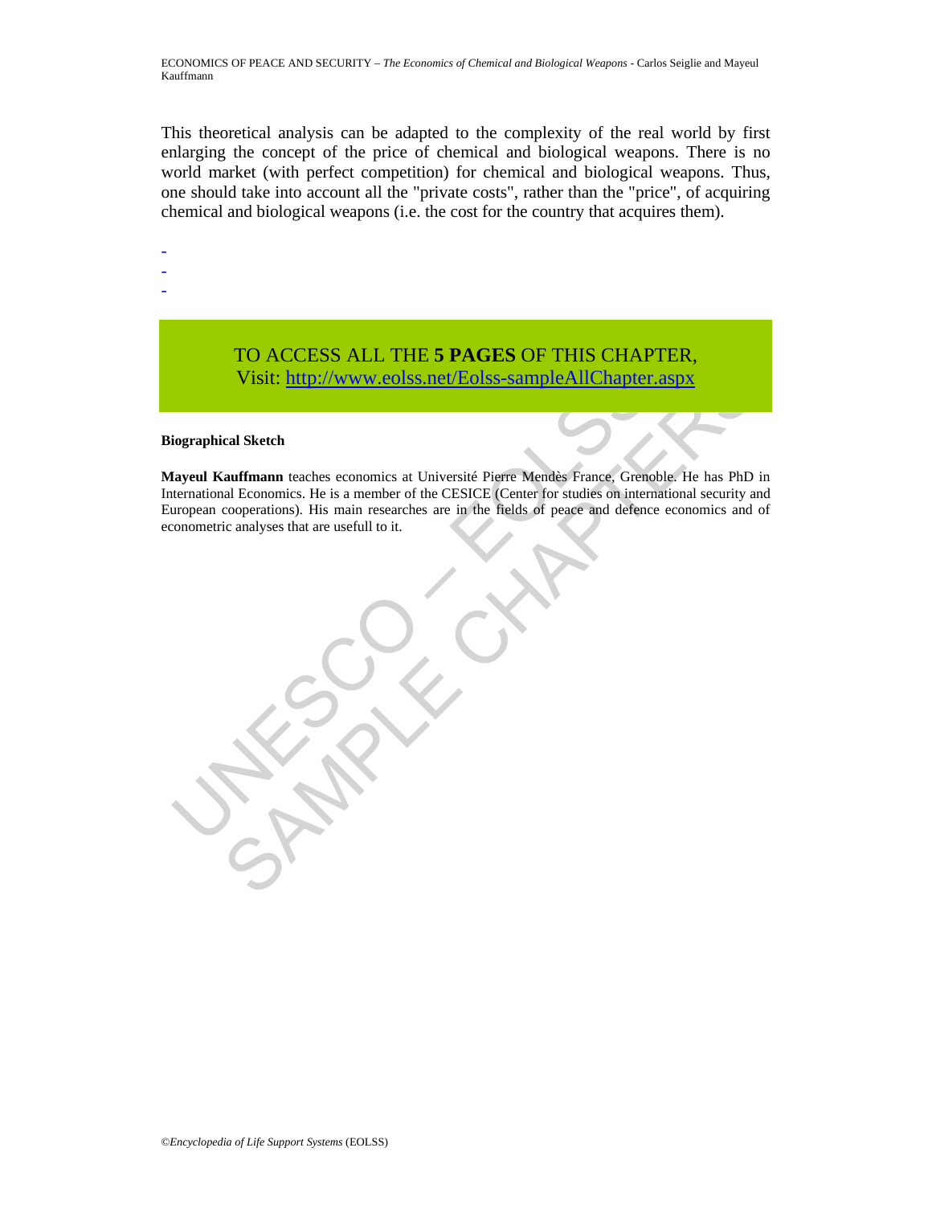This theoretical analysis can be adapted to the complexity of the real world by first enlarging the concept of the price of chemical and biological weapons. There is no world market (with perfect competition) for chemical and biological weapons. Thus, one should take into account all the "private costs", rather than the "price", of acquiring chemical and biological weapons (i.e. the cost for the country that acquires them).

-
-
-

TO ACCESS ALL THE **5 PAGES** OF THIS CHAPTER,
Visit: [http://www.eolss.net/Eolss-sampleAllChapter.aspx](http://www.eolss.net/Eolss-sampleAllChapter.aspx)

**Biographical Sketch**

**Mayeul Kauffmann** teaches economics at Université Pierre Mendès France, Grenoble. He has PhD in International Economics. He is a member of the CESICE (Center for studies on international security and European cooperations). His main researches are in the fields of peace and defence economics and of econometric analyses that are usefull to it.